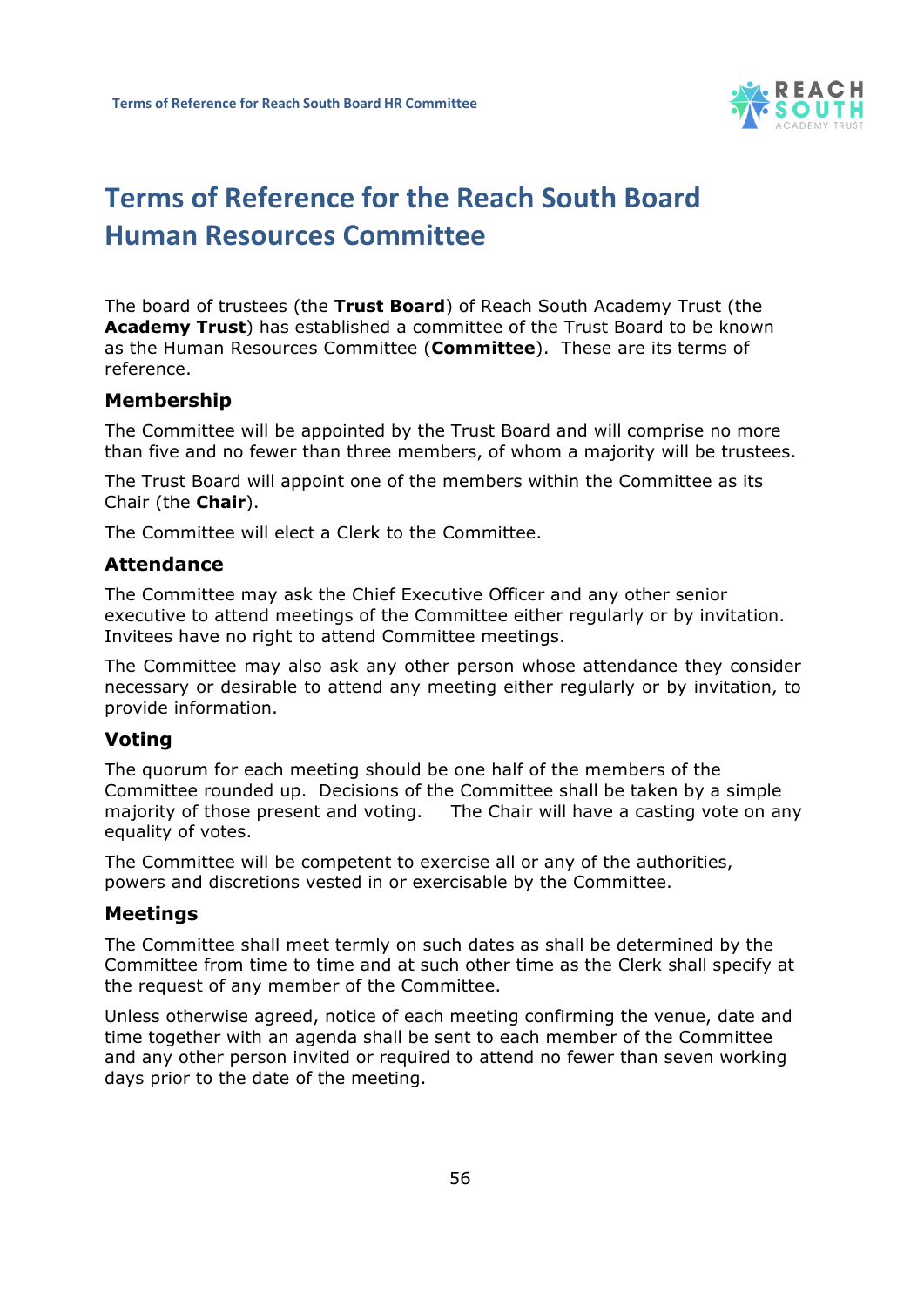# Terms of Reference for the Reach South Board Human Resources Committee

The board of trustees (the **Trust Board**) of Reach South Academy Trust (the **Academy Trust**) has established a committee of the Trust Board to be known as the Human Resources Committee (**Committee**). These are its terms of reference.

## Membership

The Committee will be appointed by the Trust Board and will comprise no more than five and no fewer than three members, of whom a majority will be trustees.

The Trust Board will appoint one of the members within the Committee as its Chair (the **Chair**).

The Committee will elect a Clerk to the Committee.

## Attendance

The Committee may ask the Chief Executive Officer and any other senior executive to attend meetings of the Committee either regularly or by invitation. Invitees have no right to attend Committee meetings.

The Committee may also ask any other person whose attendance they consider necessary or desirable to attend any meeting either regularly or by invitation, to provide information.

## Voting

The quorum for each meeting should be one half of the members of the Committee rounded up. Decisions of the Committee shall be taken by a simple majority of those present and voting. The Chair will have a casting vote on any equality of votes.

The Committee will be competent to exercise all or any of the authorities, powers and discretions vested in or exercisable by the Committee.

## Meetings

The Committee shall meet termly on such dates as shall be determined by the Committee from time to time and at such other time as the Clerk shall specify at the request of any member of the Committee.

Unless otherwise agreed, notice of each meeting confirming the venue, date and time together with an agenda shall be sent to each member of the Committee and any other person invited or required to attend no fewer than seven working days prior to the date of the meeting.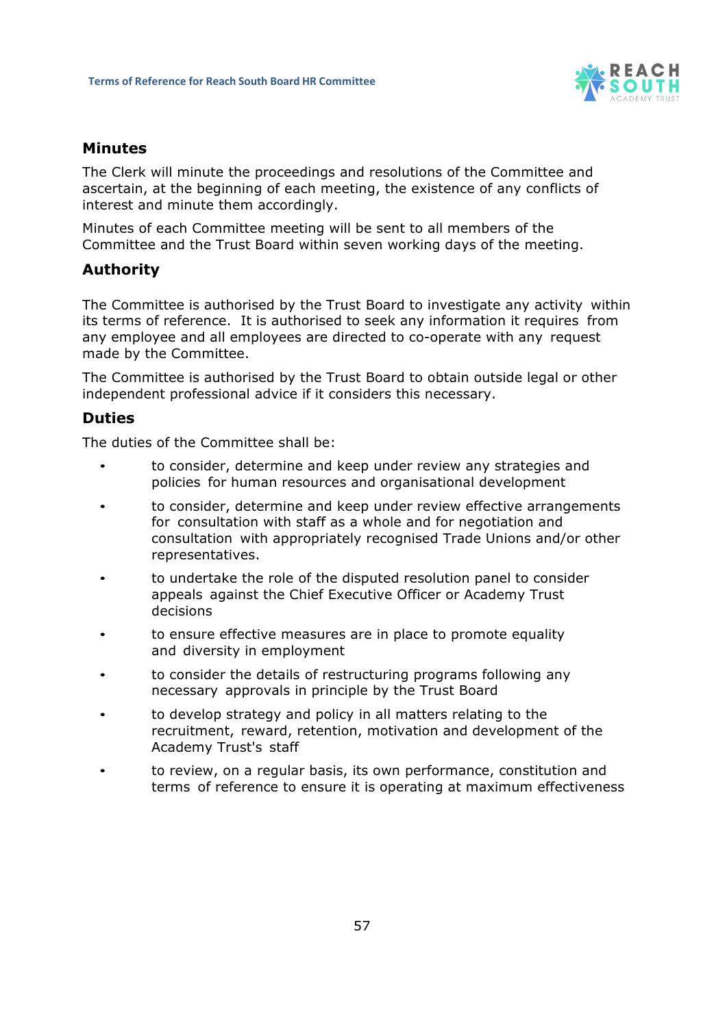## Minutes

The Clerk will minute the proceedings and resolutions of the Committee and ascertain, at the beginning of each meeting, the existence of any conflicts of interest and minute them accordingly.

Minutes of each Committee meeting will be sent to all members of the Committee and the Trust Board within seven working days of the meeting.

## Authority

The Committee is authorised by the Trust Board to investigate any activity within its terms of reference. It is authorised to seek any information it requires from any employee and all employees are directed to co-operate with any request made by the Committee.

The Committee is authorised by the Trust Board to obtain outside legal or other independent professional advice if it considers this necessary.

## Duties

The duties of the Committee shall be:

- to consider, determine and keep under review any strategies and policies for human resources and organisational development
- to consider, determine and keep under review effective arrangements for consultation with staff as a whole and for negotiation and consultation with appropriately recognised Trade Unions and/or other representatives.
- to undertake the role of the disputed resolution panel to consider appeals against the Chief Executive Officer or Academy Trust decisions
- to ensure effective measures are in place to promote equality and diversity in employment
- to consider the details of restructuring programs following any necessary approvals in principle by the Trust Board
- to develop strategy and policy in all matters relating to the recruitment, reward, retention, motivation and development of the Academy Trust's staff
- to review, on a regular basis, its own performance, constitution and terms of reference to ensure it is operating at maximum effectiveness